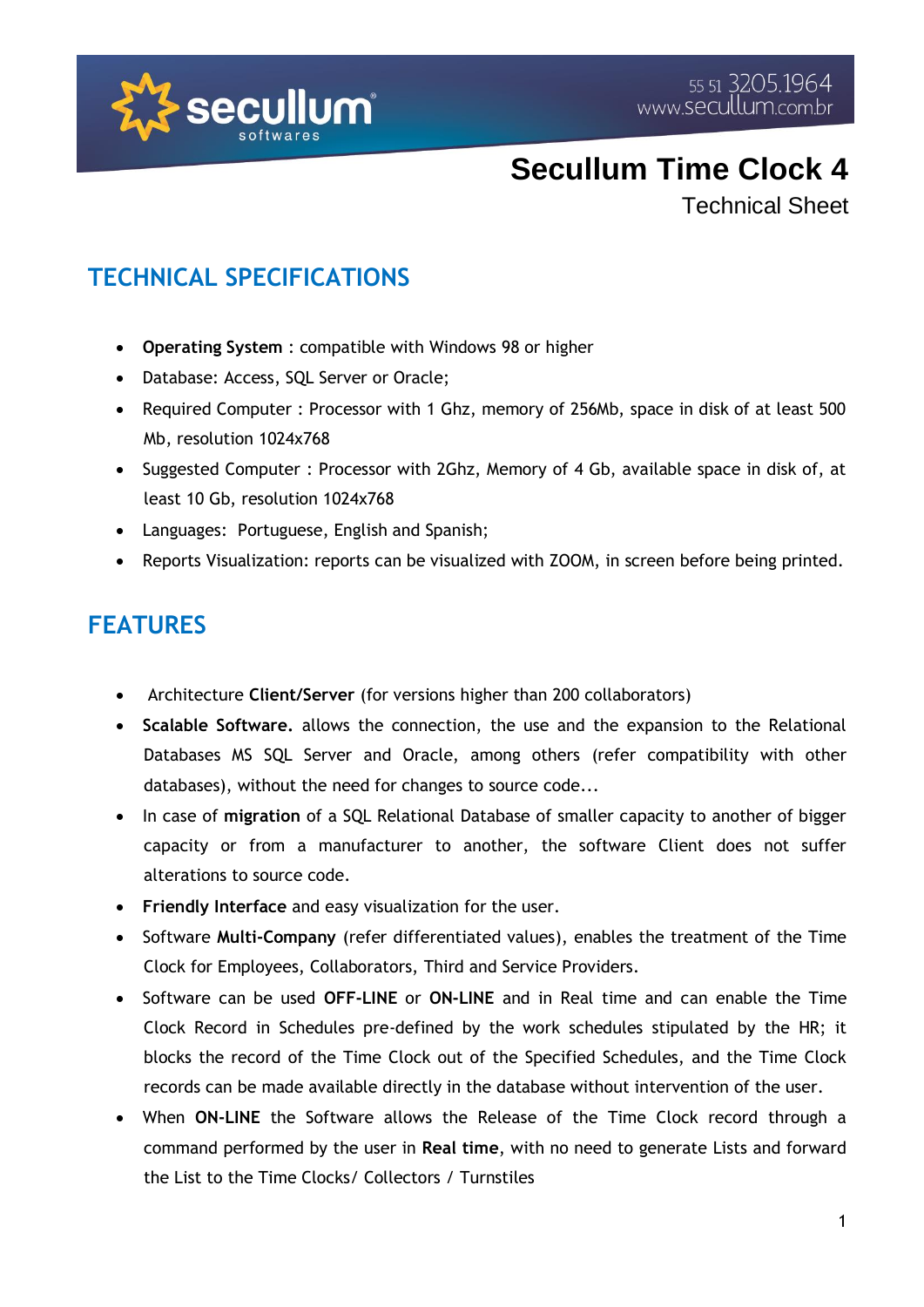seccullum softwares

55 51 3205.1964
www.secullum.com.br

# Secullum Time Clock 4

Technical Sheet

## TECHNICAL SPECIFICATIONS

- **Operating System** : compatible with Windows 98 or higher
- Database: Access, SQL Server or Oracle;
- Required Computer : Processor with 1 Ghz, memory of 256Mb, space in disk of at least 500 Mb, resolution 1024x768
- Suggested Computer : Processor with 2Ghz, Memory of 4 Gb, available space in disk of, at least 10 Gb, resolution 1024x768
- Languages: Portuguese, English and Spanish;
- Reports Visualization: reports can be visualized with ZOOM, in screen before being printed.

## FEATURES

- Architecture **Client/Server** (for versions higher than 200 collaborators)
- **Scalable Software.** allows the connection, the use and the expansion to the Relational Databases MS SQL Server and Oracle, among others (refer compatibility with other databases), without the need for changes to source code...
- In case of **migration** of a SQL Relational Database of smaller capacity to another of bigger capacity or from a manufacturer to another, the software Client does not suffer alterations to source code.
- **Friendly Interface** and easy visualization for the user.
- Software **Multi-Company** (refer differentiated values), enables the treatment of the Time Clock for Employees, Collaborators, Third and Service Providers.
- Software can be used **OFF-LINE** or **ON-LINE** and in Real time and can enable the Time Clock Record in Schedules pre-defined by the work schedules stipulated by the HR; it blocks the record of the Time Clock out of the Specified Schedules, and the Time Clock records can be made available directly in the database without intervention of the user.
- When **ON-LINE** the Software allows the Release of the Time Clock record through a command performed by the user in **Real time**, with no need to generate Lists and forward the List to the Time Clocks/ Collectors / Turnstiles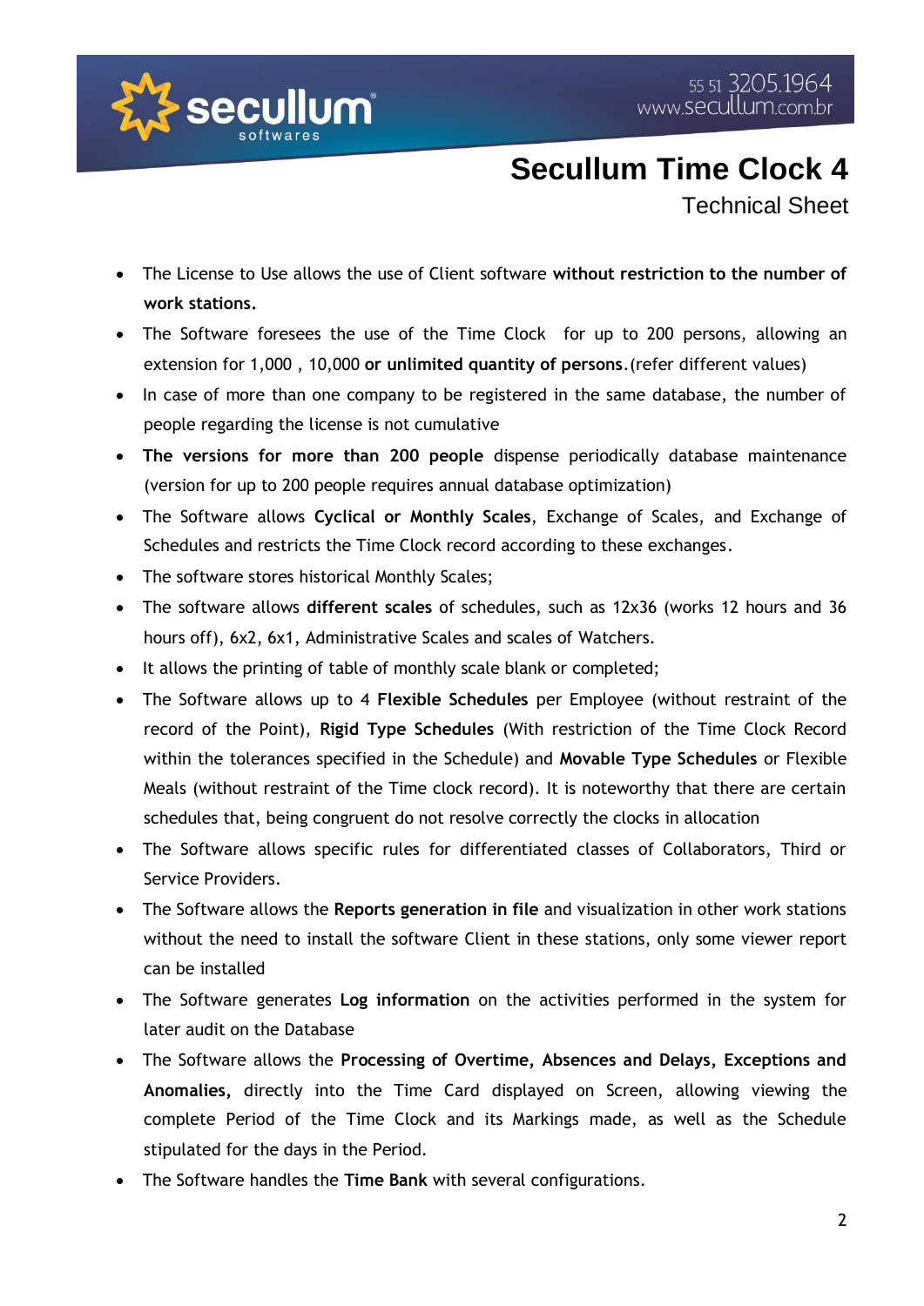# Secullum Time Clock 4

Technical Sheet

- The License to Use allows the use of Client software **without restriction to the number of work stations.**
- The Software foresees the use of the Time Clock for up to 200 persons, allowing an extension for 1,000 , 10,000 **or unlimited quantity of persons**.(refer different values)
- In case of more than one company to be registered in the same database, the number of people regarding the license is not cumulative
- **The versions for more than 200 people** dispense periodically database maintenance (version for up to 200 people requires annual database optimization)
- The Software allows **Cyclical or Monthly Scales**, Exchange of Scales, and Exchange of Schedules and restricts the Time Clock record according to these exchanges.
- The software stores historical Monthly Scales;
- The software allows **different scales** of schedules, such as 12x36 (works 12 hours and 36 hours off), 6x2, 6x1, Administrative Scales and scales of Watchers.
- It allows the printing of table of monthly scale blank or completed;
- The Software allows up to 4 **Flexible Schedules** per Employee (without restraint of the record of the Point), **Rigid Type Schedules** (With restriction of the Time Clock Record within the tolerances specified in the Schedule) and **Movable Type Schedules** or Flexible Meals (without restraint of the Time clock record). It is noteworthy that there are certain schedules that, being congruent do not resolve correctly the clocks in allocation
- The Software allows specific rules for differentiated classes of Collaborators, Third or Service Providers.
- The Software allows the **Reports generation in file** and visualization in other work stations without the need to install the software Client in these stations, only some viewer report can be installed
- The Software generates **Log information** on the activities performed in the system for later audit on the Database
- The Software allows the **Processing of Overtime, Absences and Delays, Exceptions and Anomalies,** directly into the Time Card displayed on Screen, allowing viewing the complete Period of the Time Clock and its Markings made, as well as the Schedule stipulated for the days in the Period.
- The Software handles the **Time Bank** with several configurations.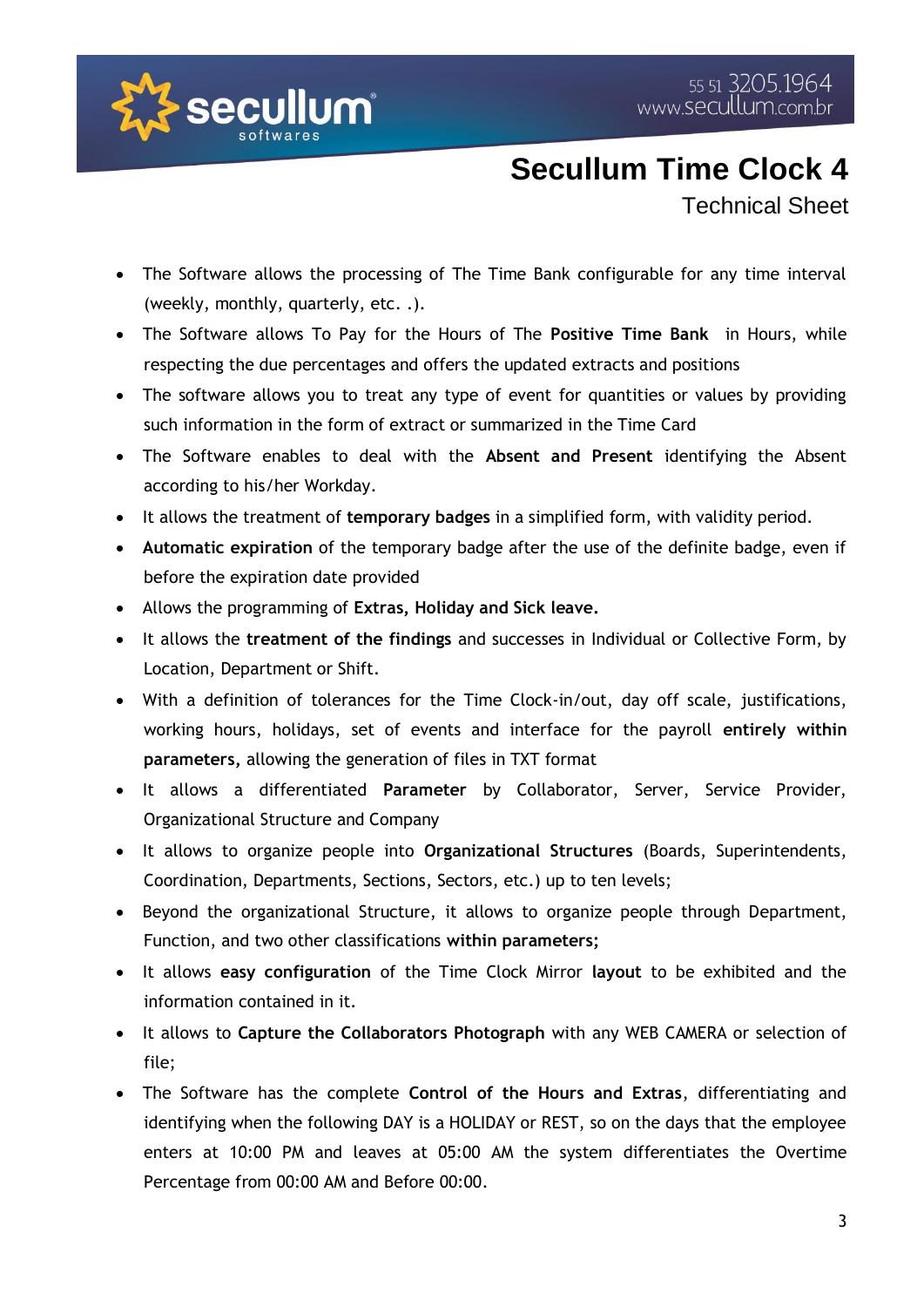# Secullum Time Clock 4

Technical Sheet

- The Software allows the processing of The Time Bank configurable for any time interval (weekly, monthly, quarterly, etc. .).
- The Software allows To Pay for the Hours of The **Positive Time Bank** in Hours, while respecting the due percentages and offers the updated extracts and positions
- The software allows you to treat any type of event for quantities or values by providing such information in the form of extract or summarized in the Time Card
- The Software enables to deal with the **Absent and Present** identifying the Absent according to his/her Workday.
- It allows the treatment of **temporary badges** in a simplified form, with validity period.
- **Automatic expiration** of the temporary badge after the use of the definite badge, even if before the expiration date provided
- Allows the programming of **Extras, Holiday and Sick leave.**
- It allows the **treatment of the findings** and successes in Individual or Collective Form, by Location, Department or Shift.
- With a definition of tolerances for the Time Clock-in/out, day off scale, justifications, working hours, holidays, set of events and interface for the payroll **entirely within parameters,** allowing the generation of files in TXT format
- It allows a differentiated **Parameter** by Collaborator, Server, Service Provider, Organizational Structure and Company
- It allows to organize people into **Organizational Structures** (Boards, Superintendents, Coordination, Departments, Sections, Sectors, etc.) up to ten levels;
- Beyond the organizational Structure, it allows to organize people through Department, Function, and two other classifications **within parameters;**
- It allows **easy configuration** of the Time Clock Mirror **layout** to be exhibited and the information contained in it.
- It allows to **Capture the Collaborators Photograph** with any WEB CAMERA or selection of file;
- The Software has the complete **Control of the Hours and Extras**, differentiating and identifying when the following DAY is a HOLIDAY or REST, so on the days that the employee enters at 10:00 PM and leaves at 05:00 AM the system differentiates the Overtime Percentage from 00:00 AM and Before 00:00.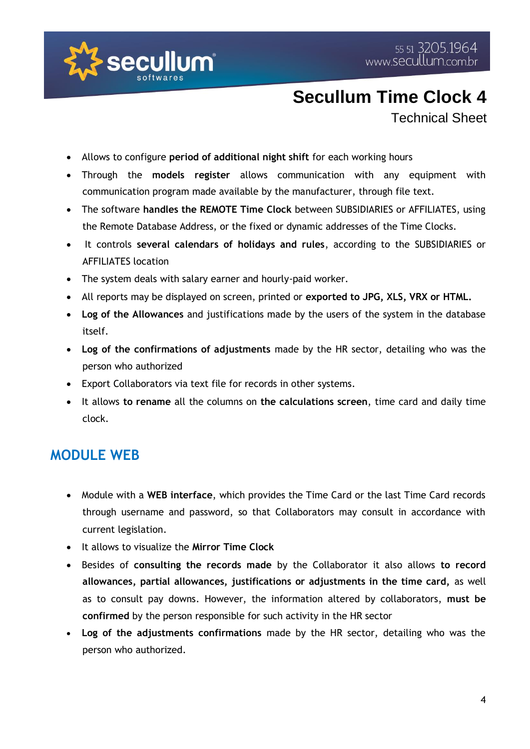- Allows to configure **period of additional night shift** for each working hours
- Through the **models register** allows communication with any equipment with communication program made available by the manufacturer, through file text.
- The software **handles the REMOTE Time Clock** between SUBSIDIARIES or AFFILIATES, using the Remote Database Address, or the fixed or dynamic addresses of the Time Clocks.
- It controls **several calendars of holidays and rules**, according to the SUBSIDIARIES or AFFILIATES location
- The system deals with salary earner and hourly-paid worker.
- All reports may be displayed on screen, printed or **exported to JPG, XLS, VRX or HTML.**
- **Log of the Allowances** and justifications made by the users of the system in the database itself.
- **Log of the confirmations of adjustments** made by the HR sector, detailing who was the person who authorized
- Export Collaborators via text file for records in other systems.
- It allows **to rename** all the columns on **the calculations screen**, time card and daily time clock.

## MODULE WEB

- Module with a **WEB interface**, which provides the Time Card or the last Time Card records through username and password, so that Collaborators may consult in accordance with current legislation.
- It allows to visualize the **Mirror Time Clock**
- Besides of **consulting the records made** by the Collaborator it also allows **to record allowances, partial allowances, justifications or adjustments in the time card,** as well as to consult pay downs. However, the information altered by collaborators, **must be confirmed** by the person responsible for such activity in the HR sector
- **Log of the adjustments confirmations** made by the HR sector, detailing who was the person who authorized.